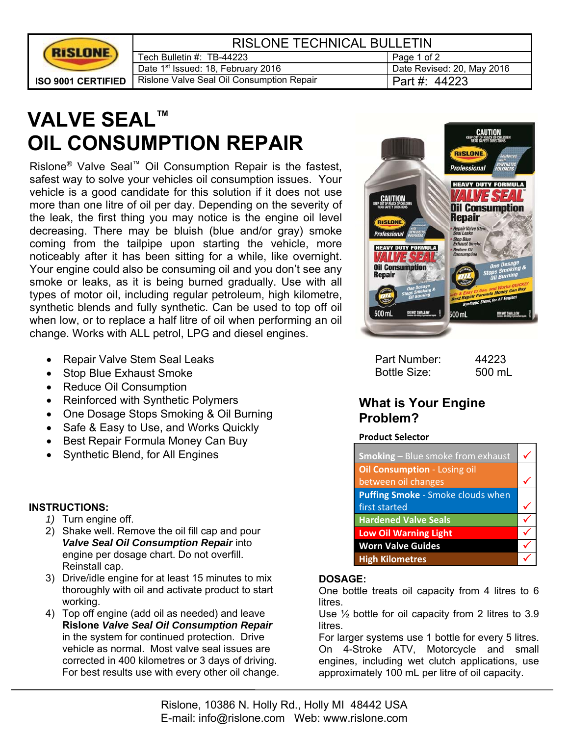| RISLONE ISO 9001 CERTIFIED | RISLONE TECHNICAL BULLETIN | |
|---|---|---|
| | Tech Bulletin #: TB-44223 | Page 1 of 2 |
| | Date 1st Issued: 18, February 2016 | Date Revised: 20, May 2016 |
| | Rislone Valve Seal Oil Consumption Repair | Part #: 44223 |

# VALVE SEAL™ OIL CONSUMPTION REPAIR

Rislone® Valve Seal™ Oil Consumption Repair is the fastest, safest way to solve your vehicles oil consumption issues. Your vehicle is a good candidate for this solution if it does not use more than one litre of oil per day. Depending on the severity of the leak, the first thing you may notice is the engine oil level decreasing. There may be bluish (blue and/or gray) smoke coming from the tailpipe upon starting the vehicle, more noticeably after it has been sitting for a while, like overnight. Your engine could also be consuming oil and you don't see any smoke or leaks, as it is being burned gradually. Use with all types of motor oil, including regular petroleum, high kilometre, synthetic blends and fully synthetic. Can be used to top off oil when low, or to replace a half litre of oil when performing an oil change. Works with ALL petrol, LPG and diesel engines.

- Repair Valve Stem Seal Leaks
- Stop Blue Exhaust Smoke
- Reduce Oil Consumption
- Reinforced with Synthetic Polymers
- One Dosage Stops Smoking & Oil Burning
- Safe & Easy to Use, and Works Quickly
- Best Repair Formula Money Can Buy
- Synthetic Blend, for All Engines

Part Number: 44223
Bottle Size: 500 mL

## What is Your Engine Problem?

**Product Selector**

| Problem | |
|---|---|
| **Smoking** – Blue smoke from exhaust | ✓ |
| **Oil Consumption** - Losing oil between oil changes | ✓ |
| **Puffing Smoke** - Smoke clouds when first started | ✓ |
| **Hardened Valve Seals** | ✓ |
| **Low Oil Warning Light** | ✓ |
| **Worn Valve Guides** | ✓ |
| **High Kilometres** | ✓ |

**INSTRUCTIONS:**

1) Turn engine off.
2) Shake well. Remove the oil fill cap and pour ***Valve Seal Oil Consumption Repair*** into engine per dosage chart. Do not overfill. Reinstall cap.
3) Drive/idle engine for at least 15 minutes to mix thoroughly with oil and activate product to start working.
4) Top off engine (add oil as needed) and leave **Rislone *Valve Seal Oil Consumption Repair*** in the system for continued protection. Drive vehicle as normal. Most valve seal issues are corrected in 400 kilometres or 3 days of driving. For best results use with every other oil change.

**DOSAGE:**

One bottle treats oil capacity from 4 litres to 6 litres.

Use ½ bottle for oil capacity from 2 litres to 3.9 litres.

For larger systems use 1 bottle for every 5 litres. On 4-Stroke ATV, Motorcycle and small engines, including wet clutch applications, use approximately 100 mL per litre of oil capacity.

Rislone, 10386 N. Holly Rd., Holly MI 48442 USA
E-mail: info@rislone.com Web: www.rislone.com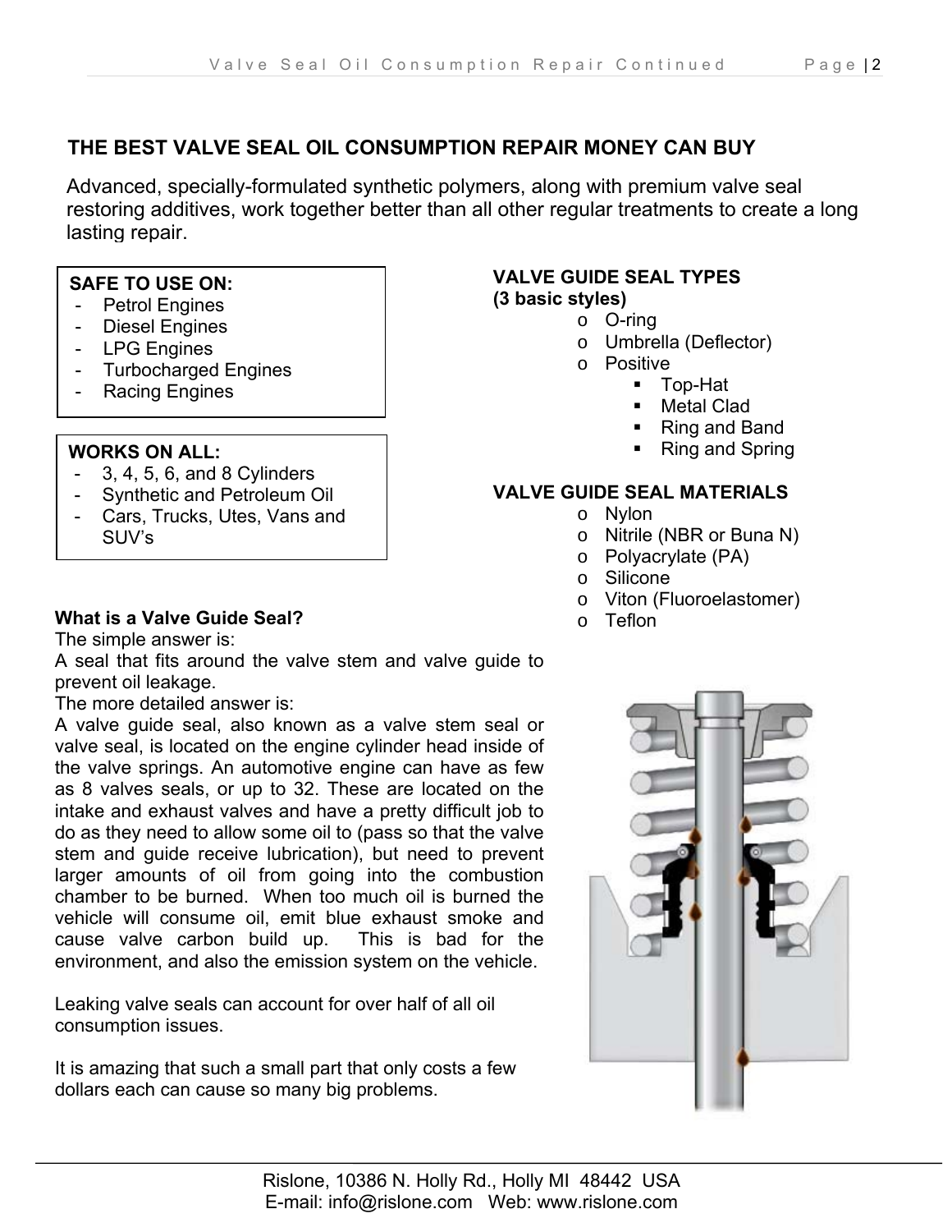## THE BEST VALVE SEAL OIL CONSUMPTION REPAIR MONEY CAN BUY

Advanced, specially-formulated synthetic polymers, along with premium valve seal restoring additives, work together better than all other regular treatments to create a long lasting repair.

**SAFE TO USE ON:**

- Petrol Engines
- Diesel Engines
- LPG Engines
- Turbocharged Engines
- Racing Engines

**WORKS ON ALL:**

- 3, 4, 5, 6, and 8 Cylinders
- Synthetic and Petroleum Oil
- Cars, Trucks, Utes, Vans and SUV's

**What is a Valve Guide Seal?**

The simple answer is:

A seal that fits around the valve stem and valve guide to prevent oil leakage.

The more detailed answer is:

A valve guide seal, also known as a valve stem seal or valve seal, is located on the engine cylinder head inside of the valve springs. An automotive engine can have as few as 8 valves seals, or up to 32. These are located on the intake and exhaust valves and have a pretty difficult job to do as they need to allow some oil to (pass so that the valve stem and guide receive lubrication), but need to prevent larger amounts of oil from going into the combustion chamber to be burned. When too much oil is burned the vehicle will consume oil, emit blue exhaust smoke and cause valve carbon build up. This is bad for the environment, and also the emission system on the vehicle.

Leaking valve seals can account for over half of all oil consumption issues.

It is amazing that such a small part that only costs a few dollars each can cause so many big problems.

**VALVE GUIDE SEAL TYPES**
**(3 basic styles)**

- O-ring
- Umbrella (Deflector)
- Positive
  - Top-Hat
  - Metal Clad
  - Ring and Band
  - Ring and Spring

**VALVE GUIDE SEAL MATERIALS**

- Nylon
- Nitrile (NBR or Buna N)
- Polyacrylate (PA)
- Silicone
- Viton (Fluoroelastomer)
- Teflon

Rislone, 10386 N. Holly Rd., Holly MI 48442 USA
E-mail: info@rislone.com Web: www.rislone.com